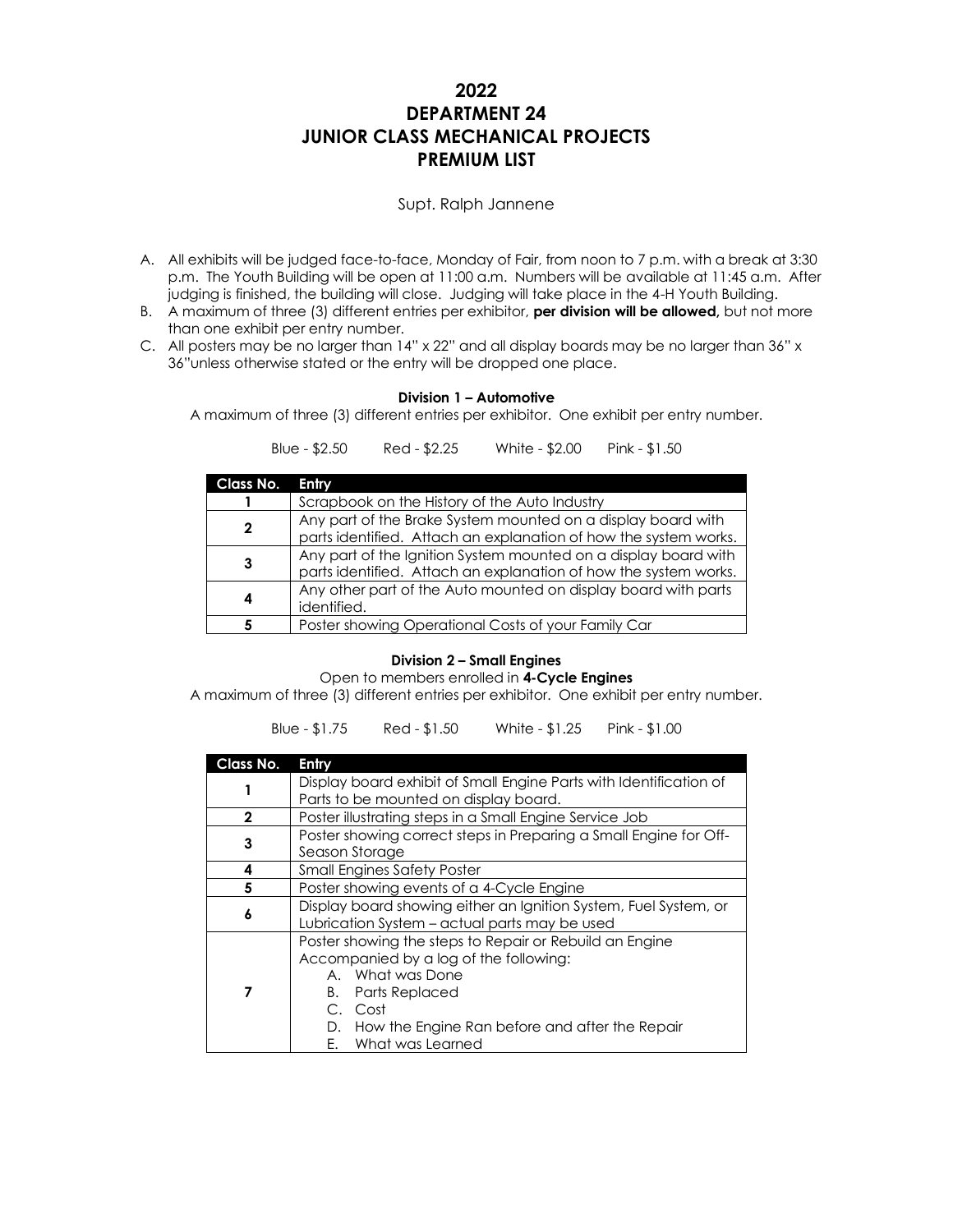# 2022
# DEPARTMENT 24
# JUNIOR CLASS MECHANICAL PROJECTS
# PREMIUM LIST

Supt. Ralph Jannene

A. All exhibits will be judged face-to-face, Monday of Fair, from noon to 7 p.m. with a break at 3:30 p.m. The Youth Building will be open at 11:00 a.m. Numbers will be available at 11:45 a.m. After judging is finished, the building will close. Judging will take place in the 4-H Youth Building.
B. A maximum of three (3) different entries per exhibitor, **per division will be allowed,** but not more than one exhibit per entry number.
C. All posters may be no larger than 14" x 22" and all display boards may be no larger than 36" x 36"unless otherwise stated or the entry will be dropped one place.

### Division 1 – Automotive

A maximum of three (3) different entries per exhibitor. One exhibit per entry number.

Blue - $2.50 Red - $2.25 White - $2.00 Pink - $1.50

| Class No. | Entry |
|---|---|
| **1** | Scrapbook on the History of the Auto Industry |
| **2** | Any part of the Brake System mounted on a display board with parts identified. Attach an explanation of how the system works. |
| **3** | Any part of the Ignition System mounted on a display board with parts identified. Attach an explanation of how the system works. |
| **4** | Any other part of the Auto mounted on display board with parts identified. |
| **5** | Poster showing Operational Costs of your Family Car |

### Division 2 – Small Engines

Open to members enrolled in **4-Cycle Engines**

A maximum of three (3) different entries per exhibitor. One exhibit per entry number.

Blue - $1.75 Red - $1.50 White - $1.25 Pink - $1.00

| Class No. | Entry |
|---|---|
| **1** | Display board exhibit of Small Engine Parts with Identification of Parts to be mounted on display board. |
| **2** | Poster illustrating steps in a Small Engine Service Job |
| **3** | Poster showing correct steps in Preparing a Small Engine for Off-Season Storage |
| **4** | Small Engines Safety Poster |
| **5** | Poster showing events of a 4-Cycle Engine |
| **6** | Display board showing either an Ignition System, Fuel System, or Lubrication System – actual parts may be used |
| **7** | Poster showing the steps to Repair or Rebuild an Engine Accompanied by a log of the following: A. What was Done B. Parts Replaced C. Cost D. How the Engine Ran before and after the Repair E. What was Learned |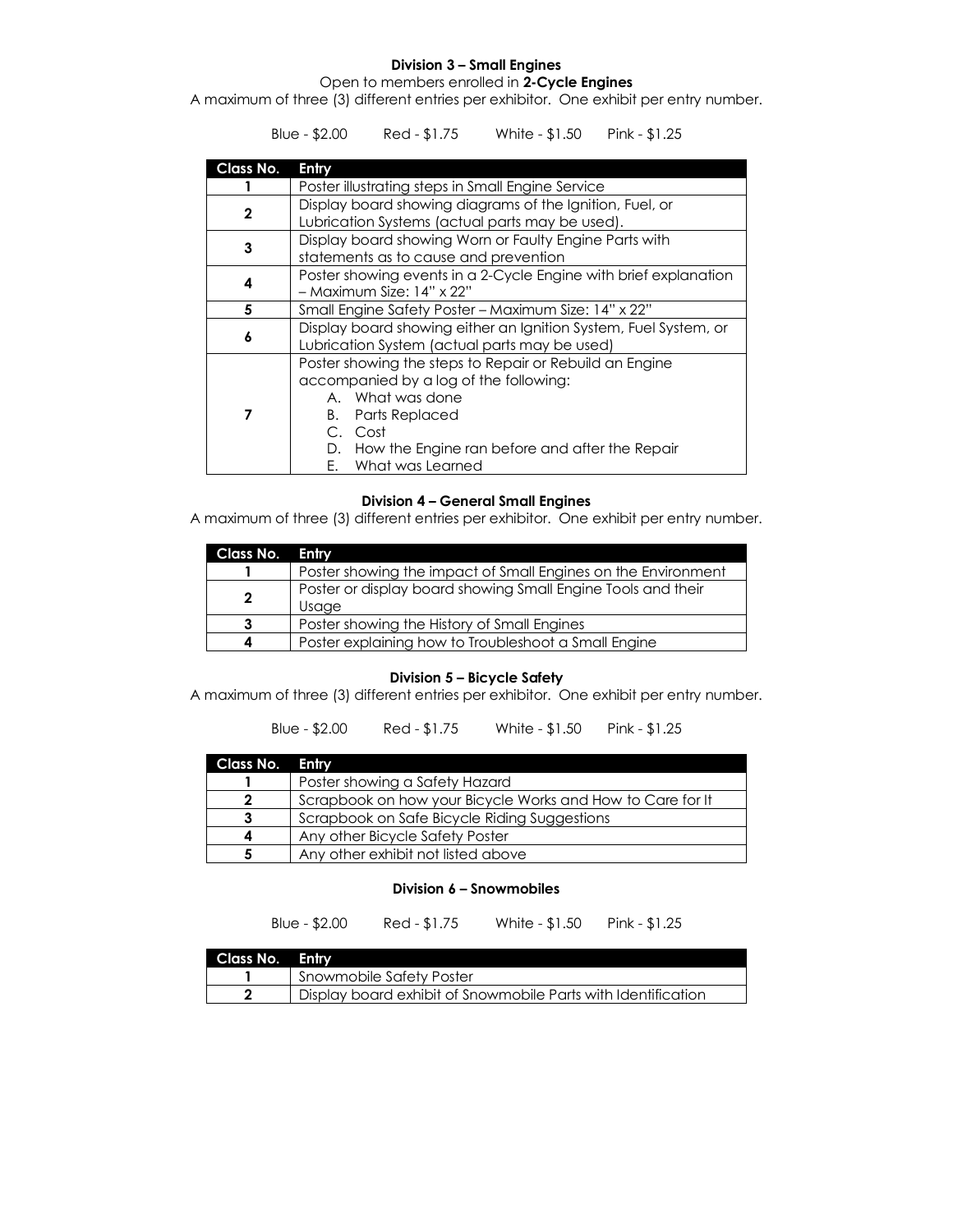### Division 3 – Small Engines

Open to members enrolled in **2-Cycle Engines**

A maximum of three (3) different entries per exhibitor. One exhibit per entry number.

Blue - $2.00 Red - $1.75 White - $1.50 Pink - $1.25

| Class No. | Entry |
|---|---|
| 1 | Poster illustrating steps in Small Engine Service |
| 2 | Display board showing diagrams of the Ignition, Fuel, or Lubrication Systems (actual parts may be used). |
| 3 | Display board showing Worn or Faulty Engine Parts with statements as to cause and prevention |
| 4 | Poster showing events in a 2-Cycle Engine with brief explanation – Maximum Size: 14" x 22" |
| 5 | Small Engine Safety Poster – Maximum Size: 14" x 22" |
| 6 | Display board showing either an Ignition System, Fuel System, or Lubrication System (actual parts may be used) |
| 7 | Poster showing the steps to Repair or Rebuild an Engine accompanied by a log of the following:<br>A. What was done<br>B. Parts Replaced<br>C. Cost<br>D. How the Engine ran before and after the Repair<br>E. What was Learned |

### Division 4 – General Small Engines

A maximum of three (3) different entries per exhibitor. One exhibit per entry number.

| Class No. | Entry |
|---|---|
| 1 | Poster showing the impact of Small Engines on the Environment |
| 2 | Poster or display board showing Small Engine Tools and their Usage |
| 3 | Poster showing the History of Small Engines |
| 4 | Poster explaining how to Troubleshoot a Small Engine |

### Division 5 – Bicycle Safety

A maximum of three (3) different entries per exhibitor. One exhibit per entry number.

Blue - $2.00 Red - $1.75 White - $1.50 Pink - $1.25

| Class No. | Entry |
|---|---|
| 1 | Poster showing a Safety Hazard |
| 2 | Scrapbook on how your Bicycle Works and How to Care for It |
| 3 | Scrapbook on Safe Bicycle Riding Suggestions |
| 4 | Any other Bicycle Safety Poster |
| 5 | Any other exhibit not listed above |

### Division 6 – Snowmobiles

Blue - $2.00 Red - $1.75 White - $1.50 Pink - $1.25

| Class No. | Entry |
|---|---|
| 1 | Snowmobile Safety Poster |
| 2 | Display board exhibit of Snowmobile Parts with Identification |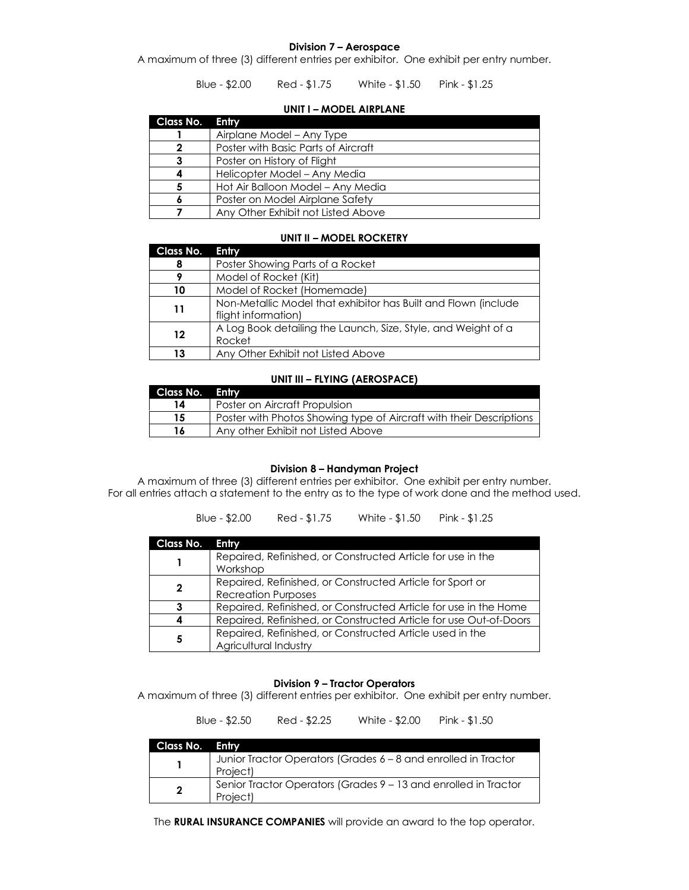### Division 7 – Aerospace

A maximum of three (3) different entries per exhibitor. One exhibit per entry number.

Blue - $2.00 Red - $1.75 White - $1.50 Pink - $1.25

#### UNIT I – MODEL AIRPLANE

| Class No. | Entry |
|---|---|
| 1 | Airplane Model – Any Type |
| 2 | Poster with Basic Parts of Aircraft |
| 3 | Poster on History of Flight |
| 4 | Helicopter Model – Any Media |
| 5 | Hot Air Balloon Model – Any Media |
| 6 | Poster on Model Airplane Safety |
| 7 | Any Other Exhibit not Listed Above |

#### UNIT II – MODEL ROCKETRY

| Class No. | Entry |
|---|---|
| 8 | Poster Showing Parts of a Rocket |
| 9 | Model of Rocket (Kit) |
| 10 | Model of Rocket (Homemade) |
| 11 | Non-Metallic Model that exhibitor has Built and Flown (include flight information) |
| 12 | A Log Book detailing the Launch, Size, Style, and Weight of a Rocket |
| 13 | Any Other Exhibit not Listed Above |

#### UNIT III – FLYING (AEROSPACE)

| Class No. | Entry |
|---|---|
| 14 | Poster on Aircraft Propulsion |
| 15 | Poster with Photos Showing type of Aircraft with their Descriptions |
| 16 | Any other Exhibit not Listed Above |

### Division 8 – Handyman Project

A maximum of three (3) different entries per exhibitor. One exhibit per entry number.
For all entries attach a statement to the entry as to the type of work done and the method used.

Blue - $2.00 Red - $1.75 White - $1.50 Pink - $1.25

| Class No. | Entry |
|---|---|
| 1 | Repaired, Refinished, or Constructed Article for use in the Workshop |
| 2 | Repaired, Refinished, or Constructed Article for Sport or Recreation Purposes |
| 3 | Repaired, Refinished, or Constructed Article for use in the Home |
| 4 | Repaired, Refinished, or Constructed Article for use Out-of-Doors |
| 5 | Repaired, Refinished, or Constructed Article used in the Agricultural Industry |

### Division 9 – Tractor Operators

A maximum of three (3) different entries per exhibitor. One exhibit per entry number.

Blue - $2.50 Red - $2.25 White - $2.00 Pink - $1.50

| Class No. | Entry |
|---|---|
| 1 | Junior Tractor Operators (Grades 6 – 8 and enrolled in Tractor Project) |
| 2 | Senior Tractor Operators (Grades 9 – 13 and enrolled in Tractor Project) |

The **RURAL INSURANCE COMPANIES** will provide an award to the top operator.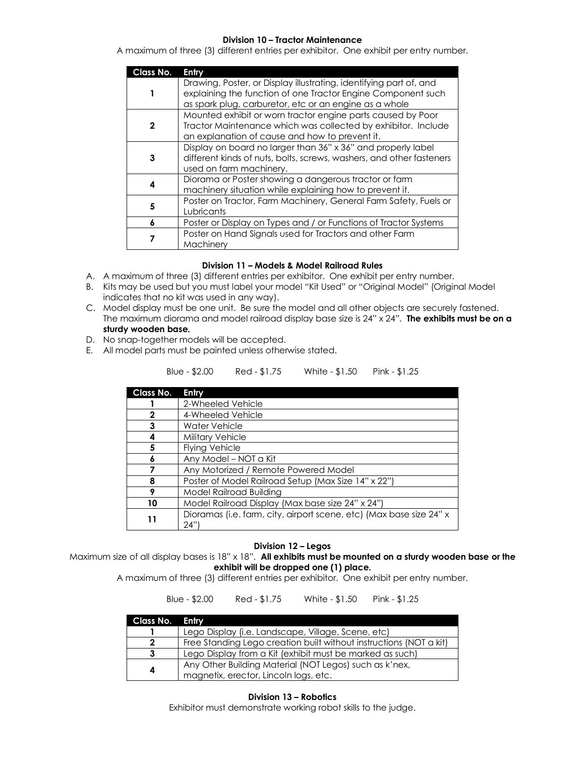### Division 10 – Tractor Maintenance

A maximum of three (3) different entries per exhibitor. One exhibit per entry number.

| Class No. | Entry |
| --- | --- |
| **1** | Drawing, Poster, or Display illustrating, identifying part of, and explaining the function of one Tractor Engine Component such as spark plug, carburetor, etc or an engine as a whole |
| **2** | Mounted exhibit or worn tractor engine parts caused by Poor Tractor Maintenance which was collected by exhibitor. Include an explanation of cause and how to prevent it. |
| **3** | Display on board no larger than 36" x 36" and properly label different kinds of nuts, bolts, screws, washers, and other fasteners used on farm machinery. |
| **4** | Diorama or Poster showing a dangerous tractor or farm machinery situation while explaining how to prevent it. |
| **5** | Poster on Tractor, Farm Machinery, General Farm Safety, Fuels or Lubricants |
| **6** | Poster or Display on Types and / or Functions of Tractor Systems |
| **7** | Poster on Hand Signals used for Tractors and other Farm Machinery |

### Division 11 – Models & Model Railroad Rules

A. A maximum of three (3) different entries per exhibitor. One exhibit per entry number.
B. Kits may be used but you must label your model "Kit Used" or "Original Model" (Original Model indicates that no kit was used in any way).
C. Model display must be one unit. Be sure the model and all other objects are securely fastened. The maximum diorama and model railroad display base size is 24" x 24". **The exhibits must be on a sturdy wooden base.**
D. No snap-together models will be accepted.
E. All model parts must be painted unless otherwise stated.

Blue - $2.00 Red - $1.75 White - $1.50 Pink - $1.25

| Class No. | Entry |
| --- | --- |
| **1** | 2-Wheeled Vehicle |
| **2** | 4-Wheeled Vehicle |
| **3** | Water Vehicle |
| **4** | Military Vehicle |
| **5** | Flying Vehicle |
| **6** | Any Model – NOT a Kit |
| **7** | Any Motorized / Remote Powered Model |
| **8** | Poster of Model Railroad Setup (Max Size 14" x 22") |
| **9** | Model Railroad Building |
| **10** | Model Railroad Display (Max base size 24" x 24") |
| **11** | Dioramas (i.e. farm, city, airport scene, etc) (Max base size 24" x 24") |

### Division 12 – Legos

Maximum size of all display bases is 18" x 18". **All exhibits must be mounted on a sturdy wooden base or the exhibit will be dropped one (1) place.**

A maximum of three (3) different entries per exhibitor. One exhibit per entry number.

Blue - $2.00 Red - $1.75 White - $1.50 Pink - $1.25

| Class No. | Entry |
| --- | --- |
| **1** | Lego Display (i.e. Landscape, Village, Scene, etc) |
| **2** | Free Standing Lego creation built without instructions (NOT a kit) |
| **3** | Lego Display from a Kit (exhibit must be marked as such) |
| **4** | Any Other Building Material (NOT Legos) such as k'nex, magnetix, erector, Lincoln logs, etc. |

### Division 13 – Robotics

Exhibitor must demonstrate working robot skills to the judge.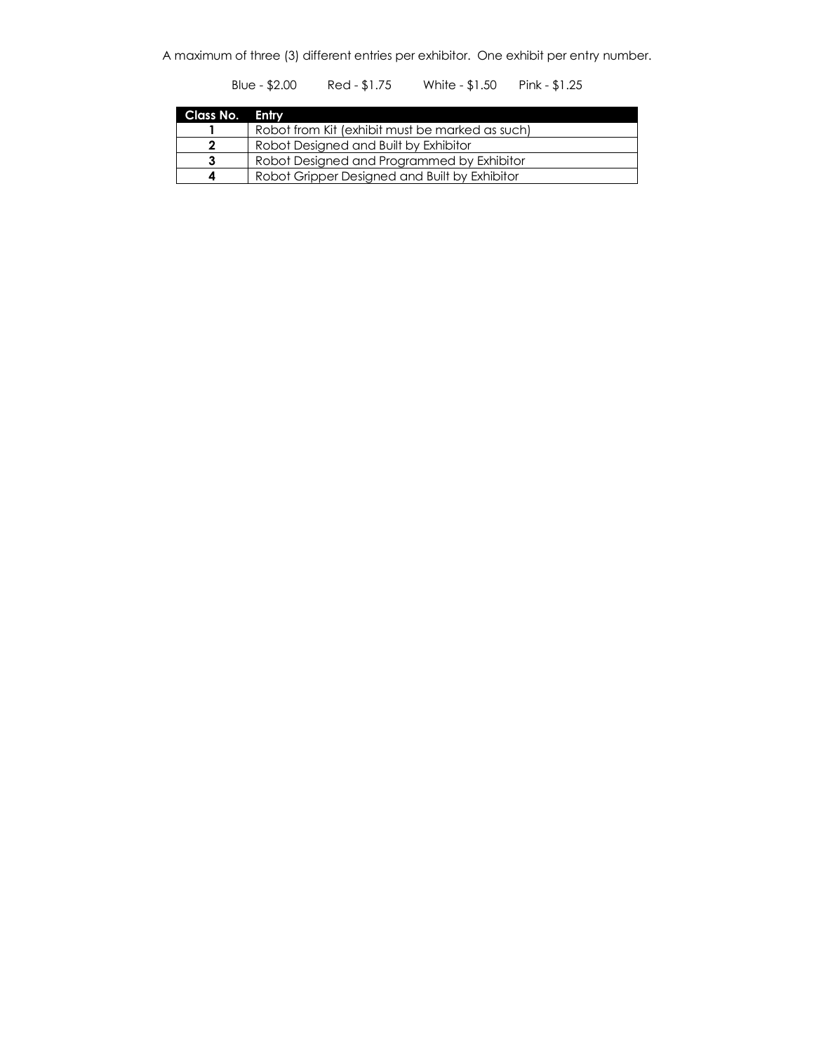A maximum of three (3) different entries per exhibitor. One exhibit per entry number.

Blue - $2.00 Red - $1.75 White - $1.50 Pink - $1.25

| Class No. | Entry |
|---|---|
| **1** | Robot from Kit (exhibit must be marked as such) |
| **2** | Robot Designed and Built by Exhibitor |
| **3** | Robot Designed and Programmed by Exhibitor |
| **4** | Robot Gripper Designed and Built by Exhibitor |